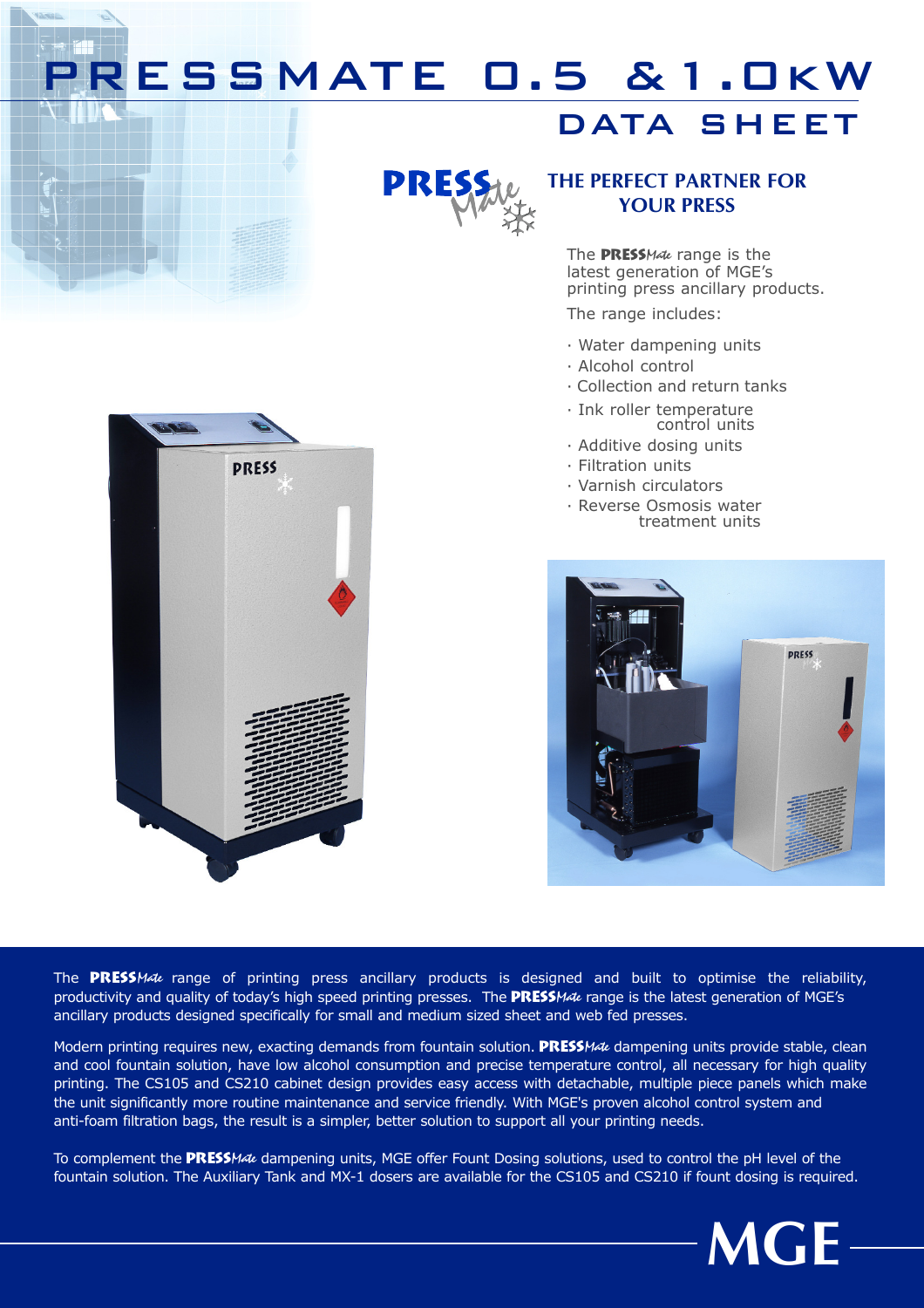# PRESSMATE 0.5 &1.0kW

## DATA SHEET

### THE PERFECT PARTNER FOR YOUR PRESS

The **PRESS***Mate* range is the latest generation of MGE's printing press ancillary products.

The range includes:

- Water dampening units
- Alcohol control
- Collection and return tanks
- Ink roller temperature control units
- Additive dosing units
- Filtration units
- Varnish circulators
- Reverse Osmosis water treatment units

The **PRESS***Mate* range of printing press ancillary products is designed and built to optimise the reliability, productivity and quality of today's high speed printing presses. The **PRESS***Mate* range is the latest generation of MGE's ancillary products designed specifically for small and medium sized sheet and web fed presses.

Modern printing requires new, exacting demands from fountain solution. **PRESS***Mate* dampening units provide stable, clean and cool fountain solution, have low alcohol consumption and precise temperature control, all necessary for high quality printing. The CS105 and CS210 cabinet design provides easy access with detachable, multiple piece panels which make the unit significantly more routine maintenance and service friendly. With MGE's proven alcohol control system and anti-foam filtration bags, the result is a simpler, better solution to support all your printing needs.

To complement the **PRESS***Mate* dampening units, MGE offer Fount Dosing solutions, used to control the pH level of the fountain solution. The Auxiliary Tank and MX-1 dosers are available for the CS105 and CS210 if fount dosing is required.

MGE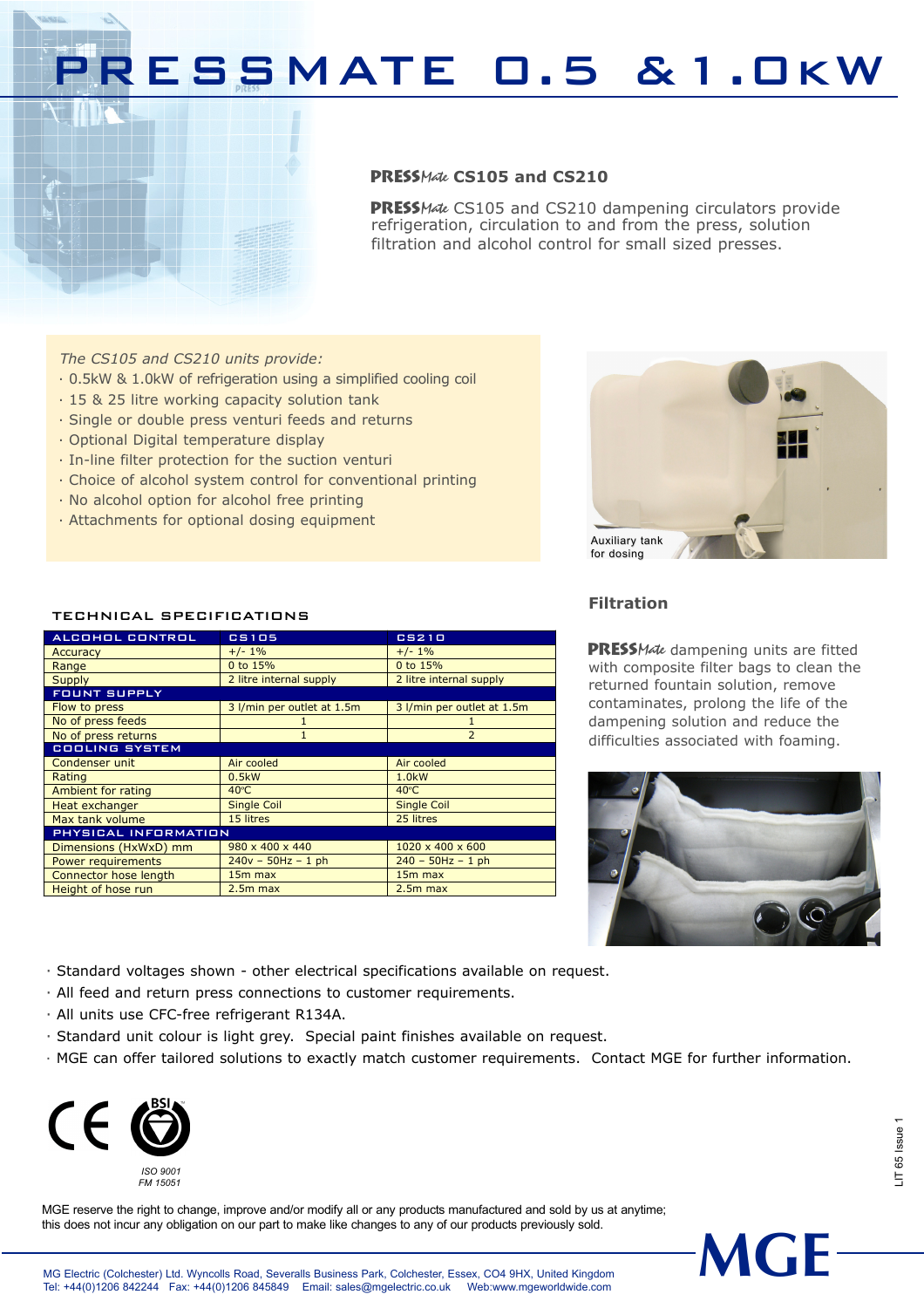# PRESSMATE 0.5 & 1.0kW

## PRESSMate CS105 and CS210

PRESSMate CS105 and CS210 dampening circulators provide refrigeration, circulation to and from the press, solution filtration and alcohol control for small sized presses.

*The CS105 and CS210 units provide:*

- 0.5kW & 1.0kW of refrigeration using a simplified cooling coil
- 15 & 25 litre working capacity solution tank
- Single or double press venturi feeds and returns
- Optional Digital temperature display
- In-line filter protection for the suction venturi
- Choice of alcohol system control for conventional printing
- No alcohol option for alcohol free printing
- Attachments for optional dosing equipment

Auxiliary tank for dosing

### TECHNICAL SPECIFICATIONS

| ALCOHOL CONTROL | CS105 | CS210 |
|---|---|---|
| Accuracy | +/- 1% | +/- 1% |
| Range | 0 to 15% | 0 to 15% |
| Supply | 2 litre internal supply | 2 litre internal supply |
| **FOUNT SUPPLY** | | |
| Flow to press | 3 l/min per outlet at 1.5m | 3 l/min per outlet at 1.5m |
| No of press feeds | 1 | 1 |
| No of press returns | 1 | 2 |
| **COOLING SYSTEM** | | |
| Condenser unit | Air cooled | Air cooled |
| Rating | 0.5kW | 1.0kW |
| Ambient for rating | 40°C | 40°C |
| Heat exchanger | Single Coil | Single Coil |
| Max tank volume | 15 litres | 25 litres |
| **PHYSICAL INFORMATION** | | |
| Dimensions (HxWxD) mm | 980 x 400 x 440 | 1020 x 400 x 600 |
| Power requirements | 240v – 50Hz – 1 ph | 240 – 50Hz – 1 ph |
| Connector hose length | 15m max | 15m max |
| Height of hose run | 2.5m max | 2.5m max |

### Filtration

PRESSMate dampening units are fitted with composite filter bags to clean the returned fountain solution, remove contaminates, prolong the life of the dampening solution and reduce the difficulties associated with foaming.

- Standard voltages shown - other electrical specifications available on request.
- All feed and return press connections to customer requirements.
- All units use CFC-free refrigerant R134A.
- Standard unit colour is light grey. Special paint finishes available on request.
- MGE can offer tailored solutions to exactly match customer requirements. Contact MGE for further information.

ISO 9001
FM 15051

LIT 65 Issue 1

MGE reserve the right to change, improve and/or modify all or any products manufactured and sold by us at anytime; this does not incur any obligation on our part to make like changes to any of our products previously sold.

MGE

MG Electric (Colchester) Ltd. Wyncolls Road, Severalls Business Park, Colchester, Essex, CO4 9HX, United Kingdom
Tel: +44(0)1206 842244 Fax: +44(0)1206 845849 Email: sales@mgelectric.co.uk Web:www.mgeworldwide.com